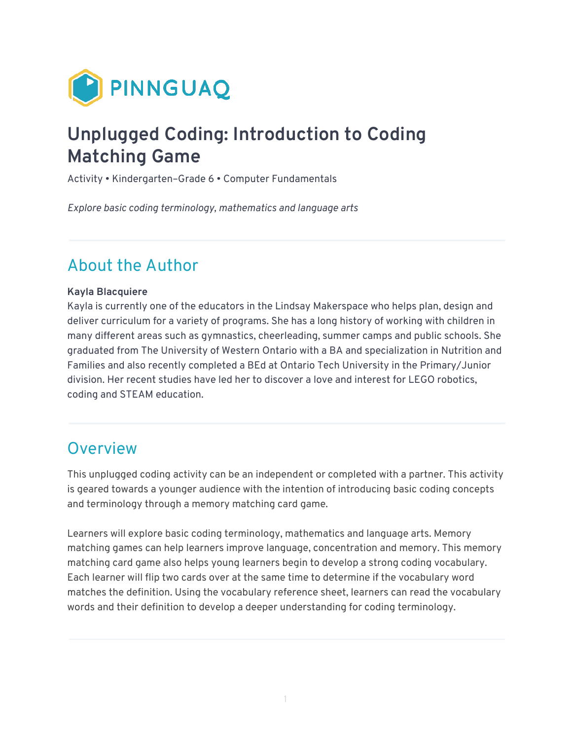PINNGUAQ

# Unplugged Coding: Introduction to Coding Matching Game

Activity • Kindergarten–Grade 6 • Computer Fundamentals

*Explore basic coding terminology, mathematics and language arts*

## About the Author

**Kayla Blacquiere**
Kayla is currently one of the educators in the Lindsay Makerspace who helps plan, design and deliver curriculum for a variety of programs. She has a long history of working with children in many different areas such as gymnastics, cheerleading, summer camps and public schools. She graduated from The University of Western Ontario with a BA and specialization in Nutrition and Families and also recently completed a BEd at Ontario Tech University in the Primary/Junior division. Her recent studies have led her to discover a love and interest for LEGO robotics, coding and STEAM education.

## Overview

This unplugged coding activity can be an independent or completed with a partner. This activity is geared towards a younger audience with the intention of introducing basic coding concepts and terminology through a memory matching card game.

Learners will explore basic coding terminology, mathematics and language arts. Memory matching games can help learners improve language, concentration and memory. This memory matching card game also helps young learners begin to develop a strong coding vocabulary. Each learner will flip two cards over at the same time to determine if the vocabulary word matches the definition. Using the vocabulary reference sheet, learners can read the vocabulary words and their definition to develop a deeper understanding for coding terminology.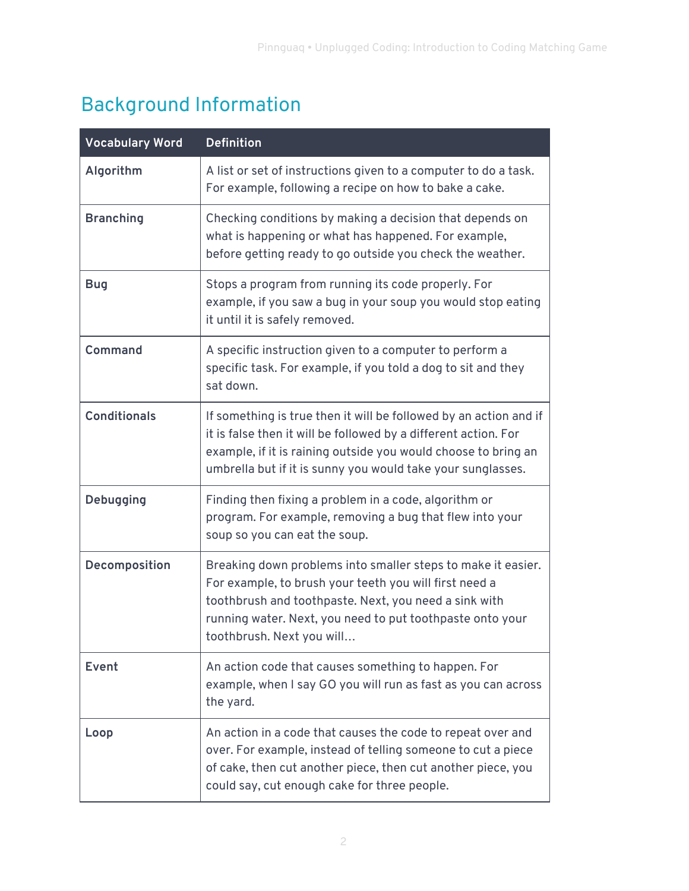## Background Information

| Vocabulary Word | Definition |
| --- | --- |
| **Algorithm** | A list or set of instructions given to a computer to do a task. For example, following a recipe on how to bake a cake. |
| **Branching** | Checking conditions by making a decision that depends on what is happening or what has happened. For example, before getting ready to go outside you check the weather. |
| **Bug** | Stops a program from running its code properly. For example, if you saw a bug in your soup you would stop eating it until it is safely removed. |
| **Command** | A specific instruction given to a computer to perform a specific task. For example, if you told a dog to sit and they sat down. |
| **Conditionals** | If something is true then it will be followed by an action and if it is false then it will be followed by a different action. For example, if it is raining outside you would choose to bring an umbrella but if it is sunny you would take your sunglasses. |
| **Debugging** | Finding then fixing a problem in a code, algorithm or program. For example, removing a bug that flew into your soup so you can eat the soup. |
| **Decomposition** | Breaking down problems into smaller steps to make it easier. For example, to brush your teeth you will first need a toothbrush and toothpaste. Next, you need a sink with running water. Next, you need to put toothpaste onto your toothbrush. Next you will… |
| **Event** | An action code that causes something to happen. For example, when I say GO you will run as fast as you can across the yard. |
| **Loop** | An action in a code that causes the code to repeat over and over. For example, instead of telling someone to cut a piece of cake, then cut another piece, then cut another piece, you could say, cut enough cake for three people. |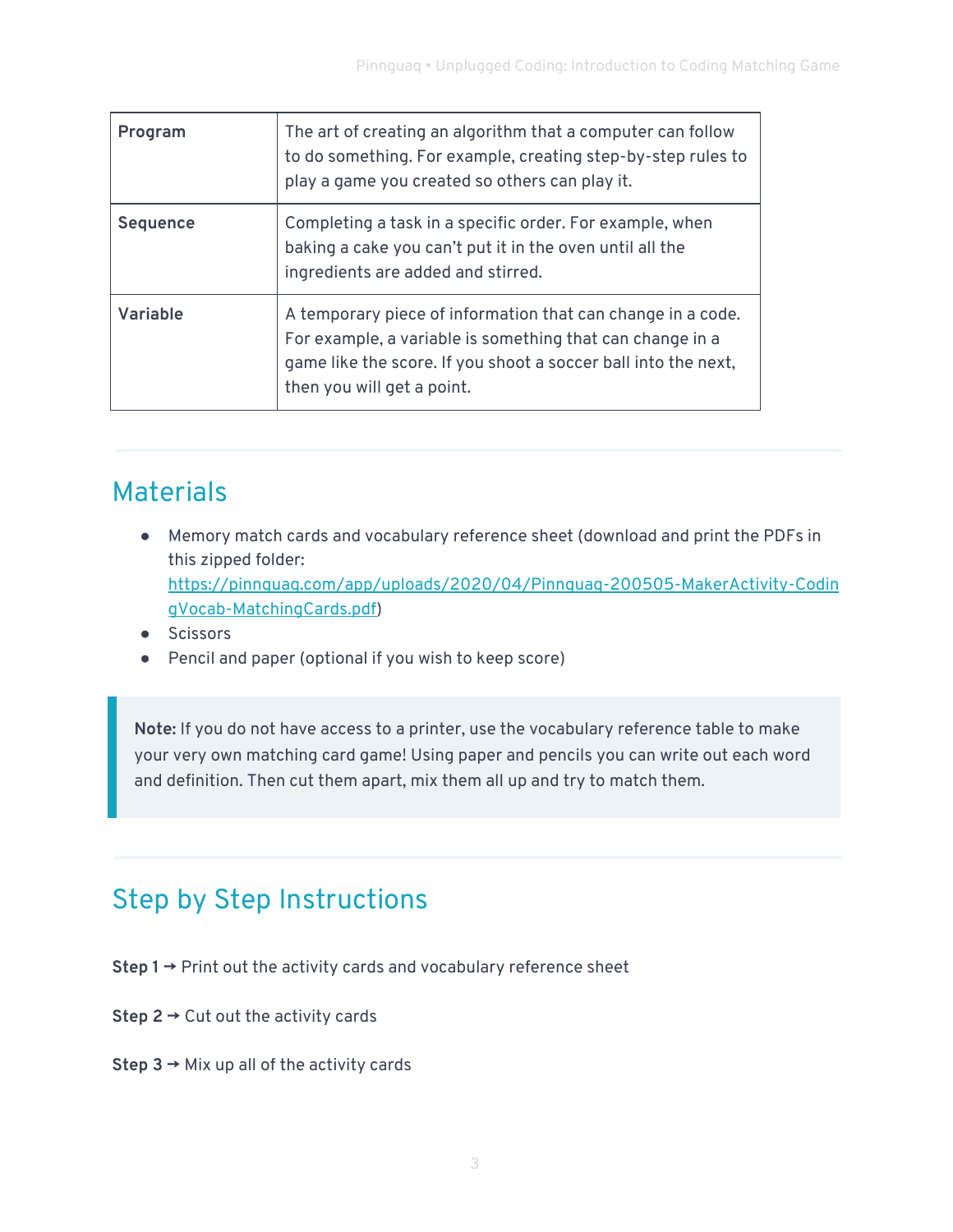| Program | The art of creating an algorithm that a computer can follow to do something. For example, creating step-by-step rules to play a game you created so others can play it. |
| --- | --- |
| Sequence | Completing a task in a specific order. For example, when baking a cake you can't put it in the oven until all the ingredients are added and stirred. |
| Variable | A temporary piece of information that can change in a code. For example, a variable is something that can change in a game like the score. If you shoot a soccer ball into the next, then you will get a point. |

## Materials

- Memory match cards and vocabulary reference sheet (download and print the PDFs in this zipped folder: https://pinnguaq.com/app/uploads/2020/04/Pinnguaq-200505-MakerActivity-CodingVocab-MatchingCards.pdf)
- Scissors
- Pencil and paper (optional if you wish to keep score)

> **Note:** If you do not have access to a printer, use the vocabulary reference table to make your very own matching card game! Using paper and pencils you can write out each word and definition. Then cut them apart, mix them all up and try to match them.

## Step by Step Instructions

**Step 1** → Print out the activity cards and vocabulary reference sheet

**Step 2** → Cut out the activity cards

**Step 3** → Mix up all of the activity cards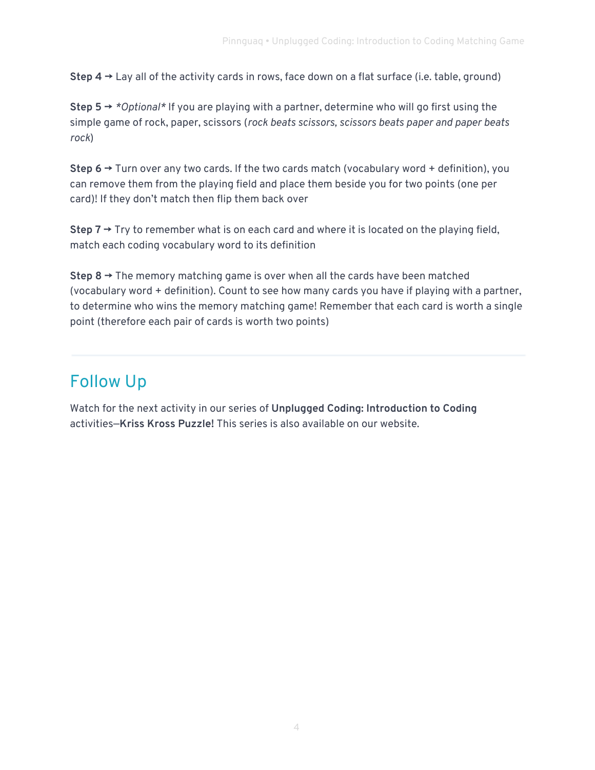**Step 4** → Lay all of the activity cards in rows, face down on a flat surface (i.e. table, ground)

**Step 5** → *\*Optional\** If you are playing with a partner, determine who will go first using the simple game of rock, paper, scissors (*rock beats scissors, scissors beats paper and paper beats rock*)

**Step 6** → Turn over any two cards. If the two cards match (vocabulary word + definition), you can remove them from the playing field and place them beside you for two points (one per card)! If they don't match then flip them back over

**Step 7** → Try to remember what is on each card and where it is located on the playing field, match each coding vocabulary word to its definition

**Step 8** → The memory matching game is over when all the cards have been matched (vocabulary word + definition). Count to see how many cards you have if playing with a partner, to determine who wins the memory matching game! Remember that each card is worth a single point (therefore each pair of cards is worth two points)

## Follow Up

Watch for the next activity in our series of **Unplugged Coding: Introduction to Coding** activities—**Kriss Kross Puzzle!** This series is also available on our website.